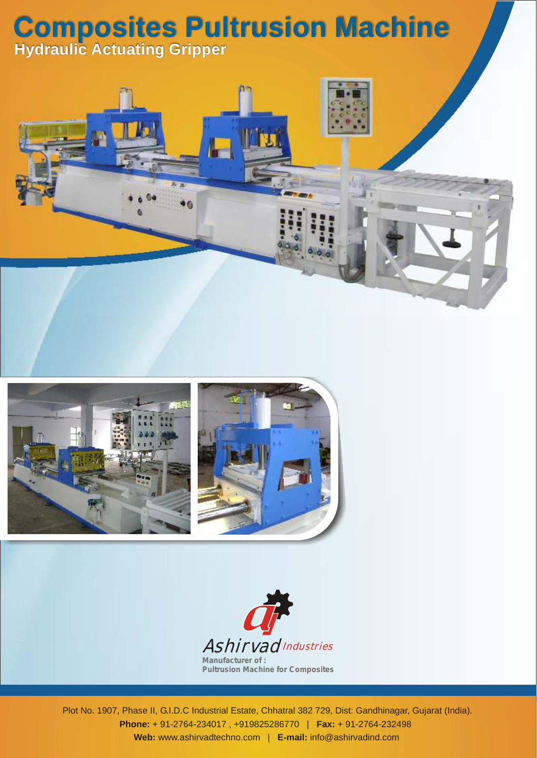# Composites Pultrusion Machine

## Hydraulic Actuating Gripper

Ashirvad Industries

**Manufacturer of :**
**Pultrusion Machine for Composites**

Plot No. 1907, Phase II, G.I.D.C Industrial Estate, Chhatral 382 729, Dist: Gandhinagar, Gujarat (India).
**Phone:** + 91-2764-234017 , +919825286770 | **Fax:** + 91-2764-232498
**Web:** www.ashirvadtechno.com | **E-mail:** info@ashirvadind.com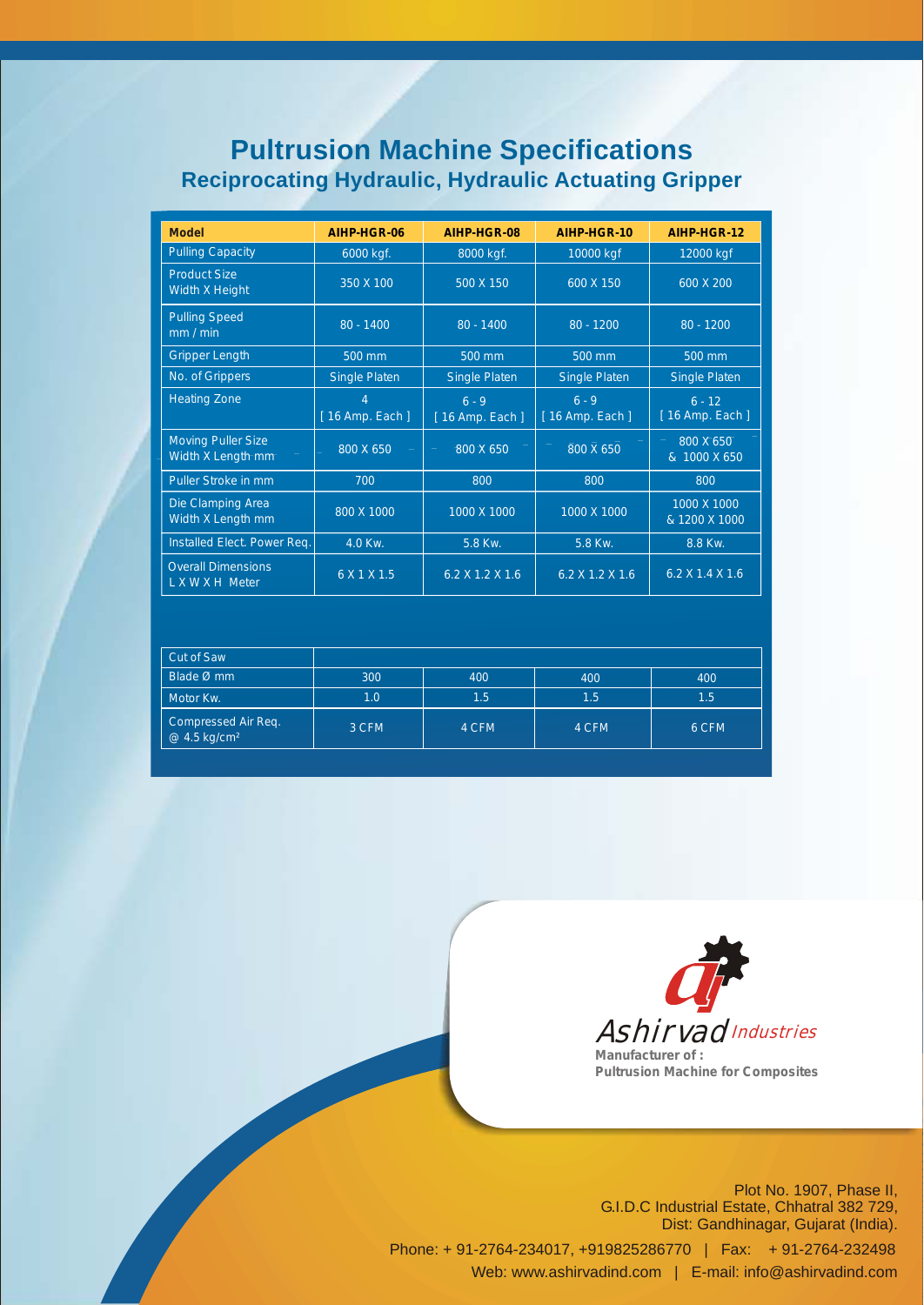# Pultrusion Machine Specifications

## Reciprocating Hydraulic, Hydraulic Actuating Gripper

| Model | AIHP-HGR-06 | AIHP-HGR-08 | AIHP-HGR-10 | AIHP-HGR-12 |
|---|---|---|---|---|
| Pulling Capacity | 6000 kgf. | 8000 kgf. | 10000 kgf | 12000 kgf |
| Product Size Width X Height | 350 X 100 | 500 X 150 | 600 X 150 | 600 X 200 |
| Pulling Speed mm / min | 80 - 1400 | 80 - 1400 | 80 - 1200 | 80 - 1200 |
| Gripper Length | 500 mm | 500 mm | 500 mm | 500 mm |
| No. of Grippers | Single Platen | Single Platen | Single Platen | Single Platen |
| Heating Zone | 4 [ 16 Amp. Each ] | 6 - 9 [ 16 Amp. Each ] | 6 - 9 [ 16 Amp. Each ] | 6 - 12 [ 16 Amp. Each ] |
| Moving Puller Size Width X Length mm | 800 X 650 | 800 X 650 | 800 X 650 | 800 X 650 & 1000 X 650 |
| Puller Stroke in mm | 700 | 800 | 800 | 800 |
| Die Clamping Area Width X Length mm | 800 X 1000 | 1000 X 1000 | 1000 X 1000 | 1000 X 1000 & 1200 X 1000 |
| Installed Elect. Power Req. | 4.0 Kw. | 5.8 Kw. | 5.8 Kw. | 8.8 Kw. |
| Overall Dimensions L X W X H Meter | 6 X 1 X 1.5 | 6.2 X 1.2 X 1.6 | 6.2 X 1.2 X 1.6 | 6.2 X 1.4 X 1.6 |

| Cut of Saw | | | | |
|---|---|---|---|---|
| Blade Ø mm | 300 | 400 | 400 | 400 |
| Motor Kw. | 1.0 | 1.5 | 1.5 | 1.5 |
| Compressed Air Req. @ 4.5 kg/cm² | 3 CFM | 4 CFM | 4 CFM | 6 CFM |

Ashirvad Industries

**Manufacturer of :**
**Pultrusion Machine for Composites**

Plot No. 1907, Phase II,
G.I.D.C Industrial Estate, Chhatral 382 729,
Dist: Gandhinagar, Gujarat (India).

Phone: + 91-2764-234017, +919825286770 | Fax: + 91-2764-232498

Web: www.ashirvadind.com | E-mail: info@ashirvadind.com